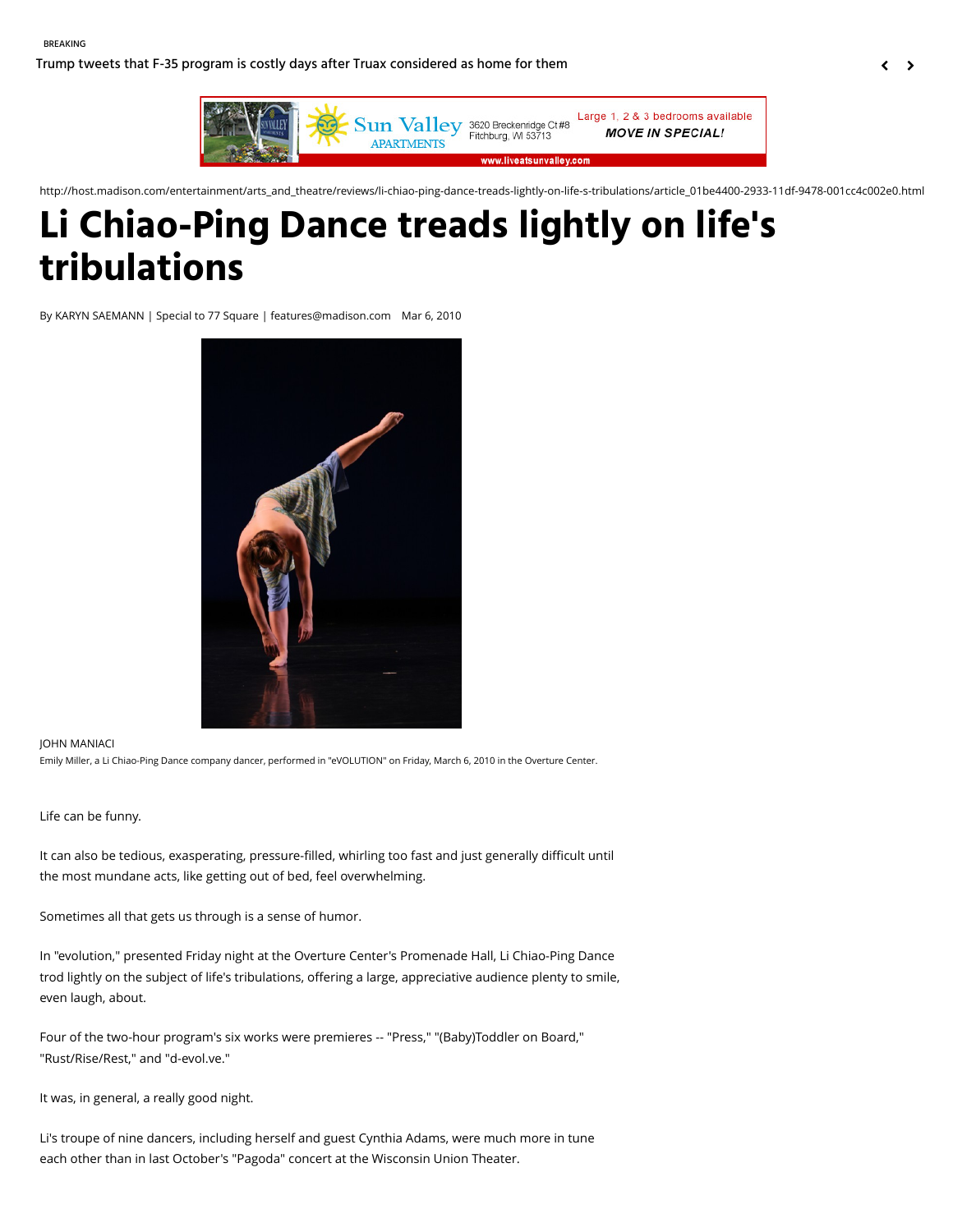BREAKING

Trump tweets that F-35 program is costly days after Truax considered as home for them

http://host.madison.com/entertainment/arts_and_theatre/reviews/li-chiao-ping-dance-treads-lightly-on-life-s-tribulations/article_01be4400-2933-11df-9478-001cc4c002e0.html

# Li Chiao-Ping Dance treads lightly on life's tribulations

By KARYN SAEMANN | Special to 77 Square | features@madison.com Mar 6, 2010

JOHN MANIACI

Emily Miller, a Li Chiao-Ping Dance company dancer, performed in "eVOLUTION" on Friday, March 6, 2010 in the Overture Center.

Life can be funny.

It can also be tedious, exasperating, pressure-filled, whirling too fast and just generally difficult until the most mundane acts, like getting out of bed, feel overwhelming.

Sometimes all that gets us through is a sense of humor.

In "evolution," presented Friday night at the Overture Center's Promenade Hall, Li Chiao-Ping Dance trod lightly on the subject of life's tribulations, offering a large, appreciative audience plenty to smile, even laugh, about.

Four of the two-hour program's six works were premieres -- "Press," "(Baby)Toddler on Board," "Rust/Rise/Rest," and "d-evol.ve."

It was, in general, a really good night.

Li's troupe of nine dancers, including herself and guest Cynthia Adams, were much more in tune each other than in last October's "Pagoda" concert at the Wisconsin Union Theater.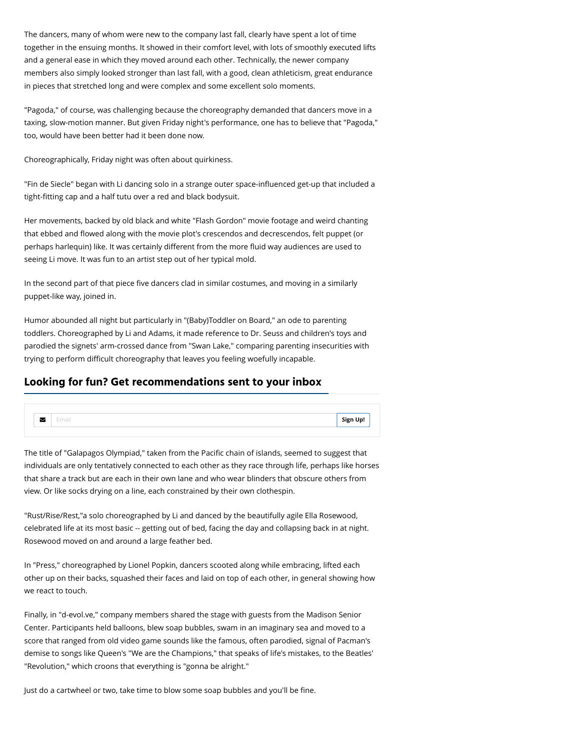The dancers, many of whom were new to the company last fall, clearly have spent a lot of time together in the ensuing months. It showed in their comfort level, with lots of smoothly executed lifts and a general ease in which they moved around each other. Technically, the newer company members also simply looked stronger than last fall, with a good, clean athleticism, great endurance in pieces that stretched long and were complex and some excellent solo moments.

"Pagoda," of course, was challenging because the choreography demanded that dancers move in a taxing, slow-motion manner. But given Friday night's performance, one has to believe that "Pagoda," too, would have been better had it been done now.

Choreographically, Friday night was often about quirkiness.

"Fin de Siecle" began with Li dancing solo in a strange outer space-influenced get-up that included a tight-fitting cap and a half tutu over a red and black bodysuit.

Her movements, backed by old black and white "Flash Gordon" movie footage and weird chanting that ebbed and flowed along with the movie plot's crescendos and decrescendos, felt puppet (or perhaps harlequin) like. It was certainly different from the more fluid way audiences are used to seeing Li move. It was fun to an artist step out of her typical mold.

In the second part of that piece five dancers clad in similar costumes, and moving in a similarly puppet-like way, joined in.

Humor abounded all night but particularly in "(Baby)Toddler on Board," an ode to parenting toddlers. Choreographed by Li and Adams, it made reference to Dr. Seuss and children's toys and parodied the signets' arm-crossed dance from "Swan Lake," comparing parenting insecurities with trying to perform difficult choreography that leaves you feeling woefully incapable.

The title of "Galapagos Olympiad," taken from the Pacific chain of islands, seemed to suggest that individuals are only tentatively connected to each other as they race through life, perhaps like horses that share a track but are each in their own lane and who wear blinders that obscure others from view. Or like socks drying on a line, each constrained by their own clothespin.

"Rust/Rise/Rest,"a solo choreographed by Li and danced by the beautifully agile Ella Rosewood, celebrated life at its most basic -- getting out of bed, facing the day and collapsing back in at night. Rosewood moved on and around a large feather bed.

In "Press," choreographed by Lionel Popkin, dancers scooted along while embracing, lifted each other up on their backs, squashed their faces and laid on top of each other, in general showing how we react to touch.

Finally, in "d-evol.ve," company members shared the stage with guests from the Madison Senior Center. Participants held balloons, blew soap bubbles, swam in an imaginary sea and moved to a score that ranged from old video game sounds like the famous, often parodied, signal of Pacman's demise to songs like Queen's "We are the Champions," that speaks of life's mistakes, to the Beatles' "Revolution," which croons that everything is "gonna be alright."

Just do a cartwheel or two, take time to blow some soap bubbles and you'll be fine.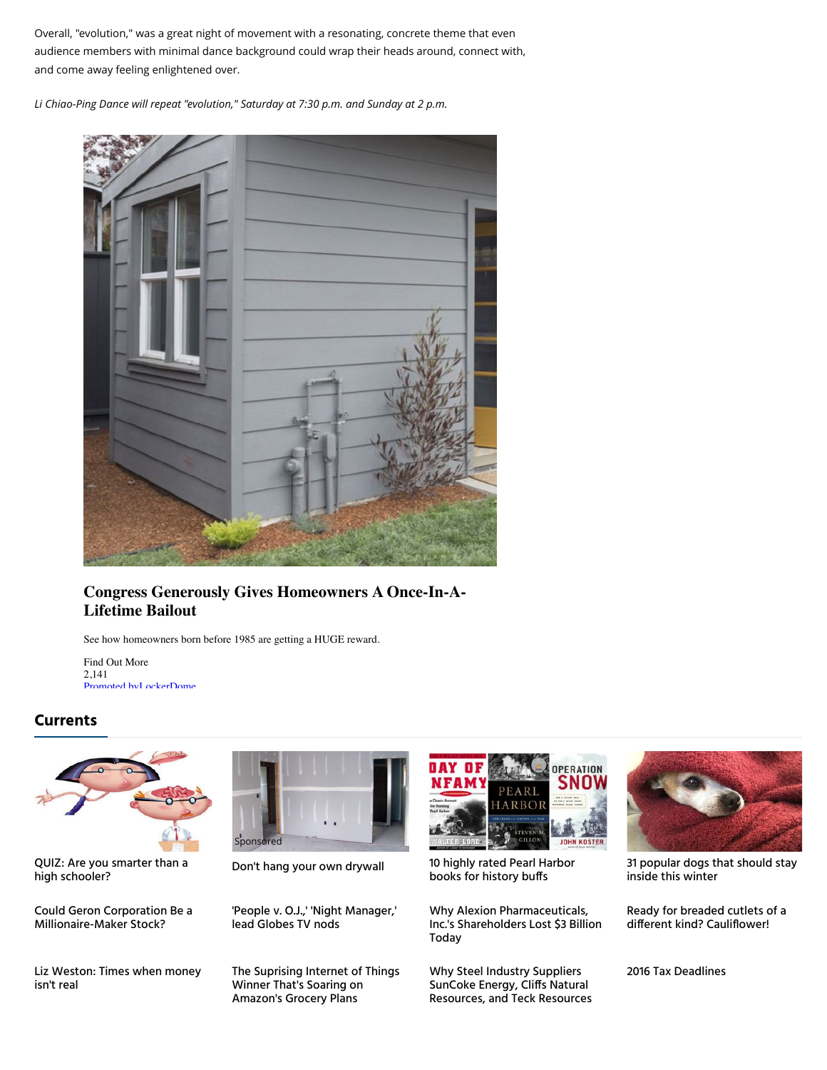Overall, "evolution," was a great night of movement with a resonating, concrete theme that even audience members with minimal dance background could wrap their heads around, connect with, and come away feeling enlightened over.

*Li Chiao-Ping Dance will repeat "evolution," Saturday at 7:30 p.m. and Sunday at 2 p.m.*

**Congress Generously Gives Homeowners A Once-In-A-Lifetime Bailout**

See how homeowners born before 1985 are getting a HUGE reward.

Find Out More
2,141
Promoted by LockerDome

## Currents

QUIZ: Are you smarter than a high schooler?

Sponsored

Don't hang your own drywall

10 highly rated Pearl Harbor books for history buffs

31 popular dogs that should stay inside this winter

Could Geron Corporation Be a Millionaire-Maker Stock?

'People v. O.J.,' 'Night Manager,' lead Globes TV nods

Why Alexion Pharmaceuticals, Inc.'s Shareholders Lost $3 Billion Today

Ready for breaded cutlets of a different kind? Cauliflower!

Liz Weston: Times when money isn't real

The Suprising Internet of Things Winner That's Soaring on Amazon's Grocery Plans

Why Steel Industry Suppliers SunCoke Energy, Cliffs Natural Resources, and Teck Resources

2016 Tax Deadlines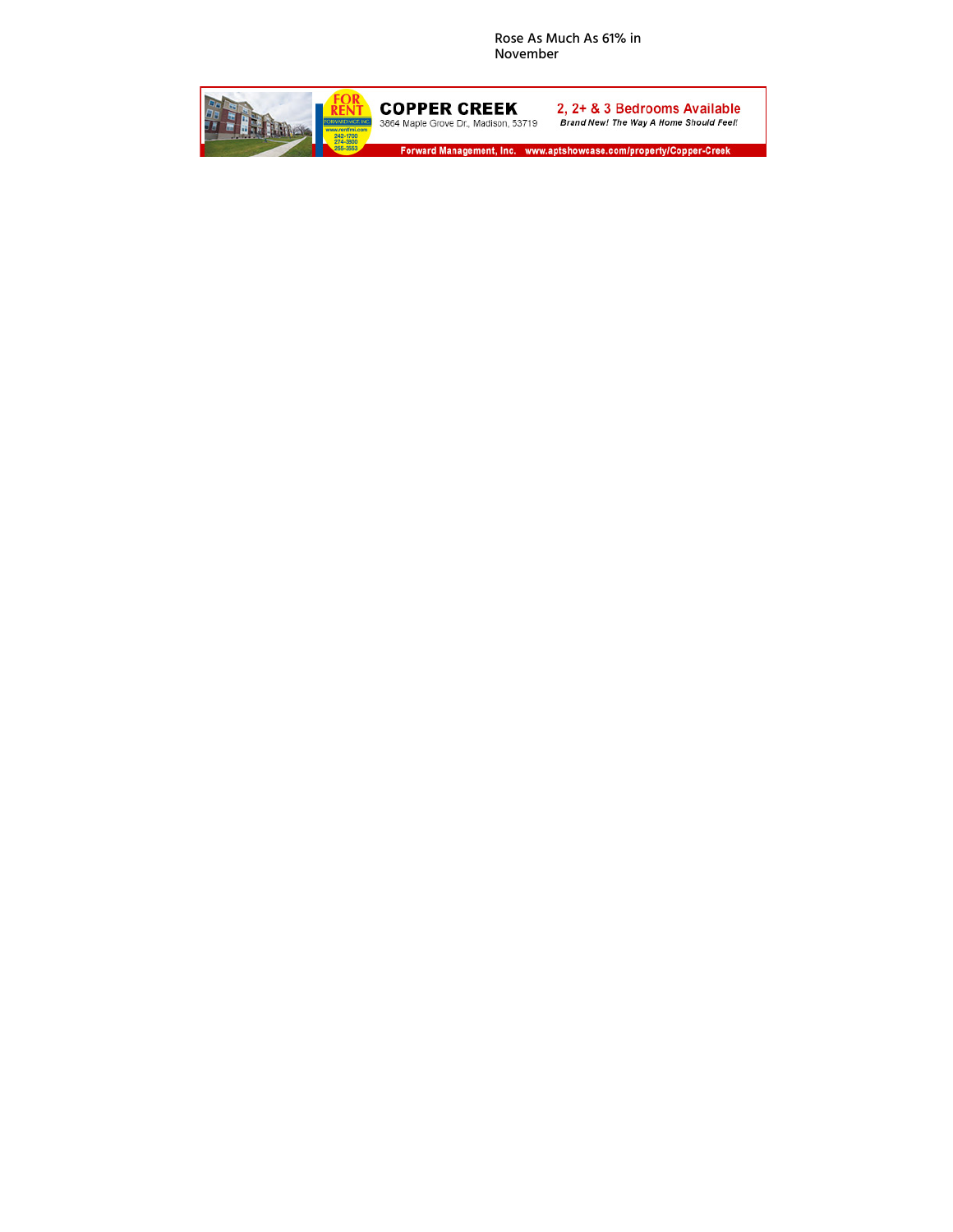Rose As Much As 61% in November

COPPER CREEK
3864 Maple Grove Dr., Madison, 53719

2, 2+ & 3 Bedrooms Available
*Brand New! The Way A Home Should Feel!*

FOR RENT
FORWARD MGT. INC.
www.rentfmi.com
242-1700
274-3800
255-3553

Forward Management, Inc. www.aptshowcase.com/property/Copper-Creek